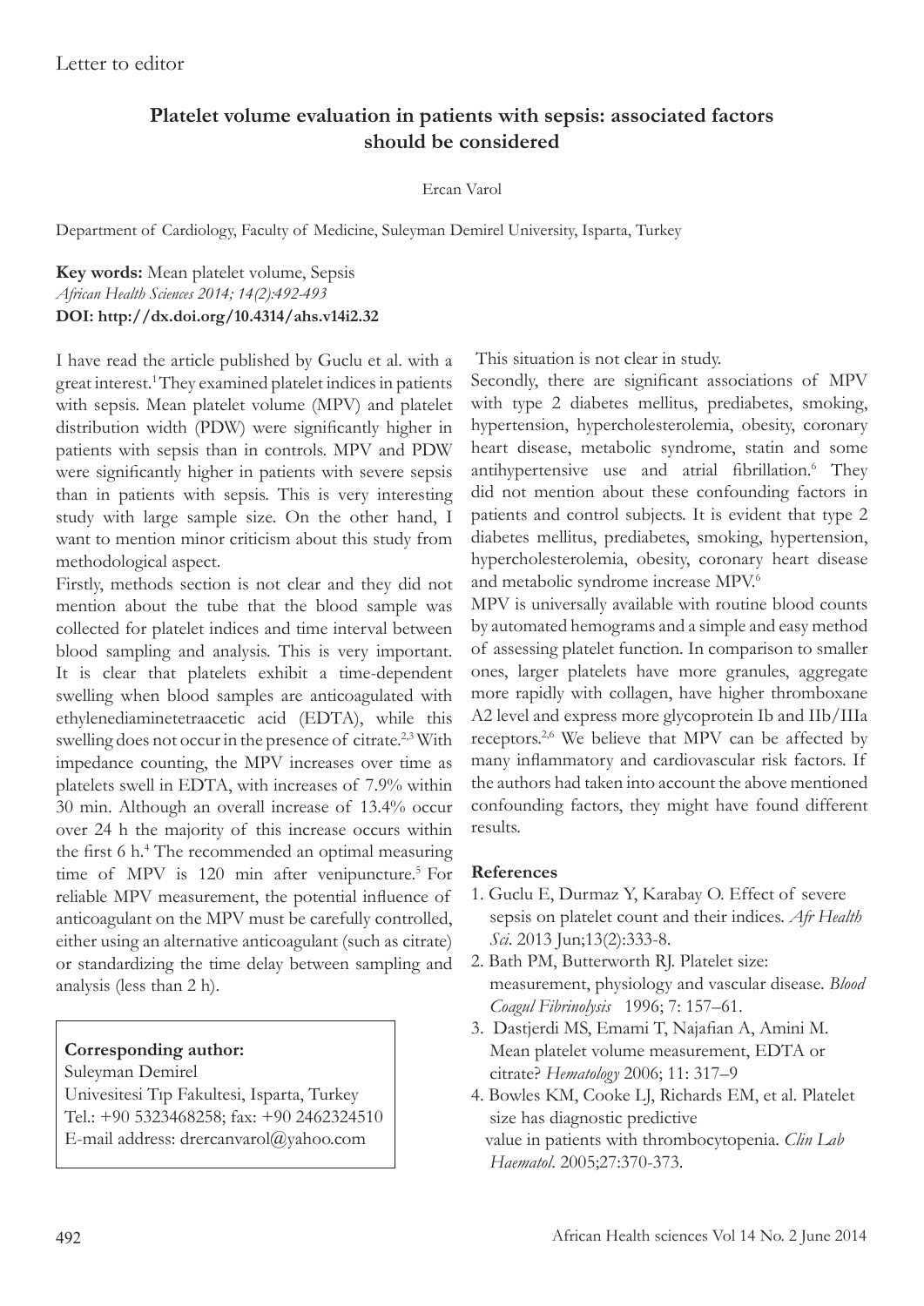Letter to editor

# Platelet volume evaluation in patients with sepsis: associated factors should be considered

Ercan Varol

Department of Cardiology, Faculty of Medicine, Suleyman Demirel University, Isparta, Turkey

**Key words:** Mean platelet volume, Sepsis
*African Health Sciences 2014; 14(2):492-493*
**DOI: http://dx.doi.org/10.4314/ahs.v14i2.32**

I have read the article published by Guclu et al. with a great interest.[1] They examined platelet indices in patients with sepsis. Mean platelet volume (MPV) and platelet distribution width (PDW) were significantly higher in patients with sepsis than in controls. MPV and PDW were significantly higher in patients with severe sepsis than in patients with sepsis. This is very interesting study with large sample size. On the other hand, I want to mention minor criticism about this study from methodological aspect.

Firstly, methods section is not clear and they did not mention about the tube that the blood sample was collected for platelet indices and time interval between blood sampling and analysis. This is very important. It is clear that platelets exhibit a time-dependent swelling when blood samples are anticoagulated with ethylenediaminetetraacetic acid (EDTA), while this swelling does not occur in the presence of citrate.[2,3] With impedance counting, the MPV increases over time as platelets swell in EDTA, with increases of 7.9% within 30 min. Although an overall increase of 13.4% occur over 24 h the majority of this increase occurs within the first 6 h.[4] The recommended an optimal measuring time of MPV is 120 min after venipuncture.[5] For reliable MPV measurement, the potential influence of anticoagulant on the MPV must be carefully controlled, either using an alternative anticoagulant (such as citrate) or standardizing the time delay between sampling and analysis (less than 2 h).

This situation is not clear in study.

Secondly, there are significant associations of MPV with type 2 diabetes mellitus, prediabetes, smoking, hypertension, hypercholesterolemia, obesity, coronary heart disease, metabolic syndrome, statin and some antihypertensive use and atrial fibrillation.[6] They did not mention about these confounding factors in patients and control subjects. It is evident that type 2 diabetes mellitus, prediabetes, smoking, hypertension, hypercholesterolemia, obesity, coronary heart disease and metabolic syndrome increase MPV.[6]

MPV is universally available with routine blood counts by automated hemograms and a simple and easy method of assessing platelet function. In comparison to smaller ones, larger platelets have more granules, aggregate more rapidly with collagen, have higher thromboxane A2 level and express more glycoprotein Ib and IIb/IIIa receptors.[2,6] We believe that MPV can be affected by many inflammatory and cardiovascular risk factors. If the authors had taken into account the above mentioned confounding factors, they might have found different results.

**Corresponding author:**
Suleyman Demirel
Univesitesi Tıp Fakultesi, Isparta, Turkey
Tel.: +90 5323468258; fax: +90 2462324510
E-mail address: drercanvarol@yahoo.com

## References

1. Guclu E, Durmaz Y, Karabay O. Effect of severe sepsis on platelet count and their indices. *Afr Health Sci.* 2013 Jun;13(2):333-8.
2. Bath PM, Butterworth RJ. Platelet size: measurement, physiology and vascular disease. *Blood Coagul Fibrinolysis* 1996; 7: 157–61.
3. Dastjerdi MS, Emami T, Najafian A, Amini M. Mean platelet volume measurement, EDTA or citrate? *Hematology* 2006; 11: 317–9
4. Bowles KM, Cooke LJ, Richards EM, et al. Platelet size has diagnostic predictive value in patients with thrombocytopenia. *Clin Lab Haematol.* 2005;27:370-373.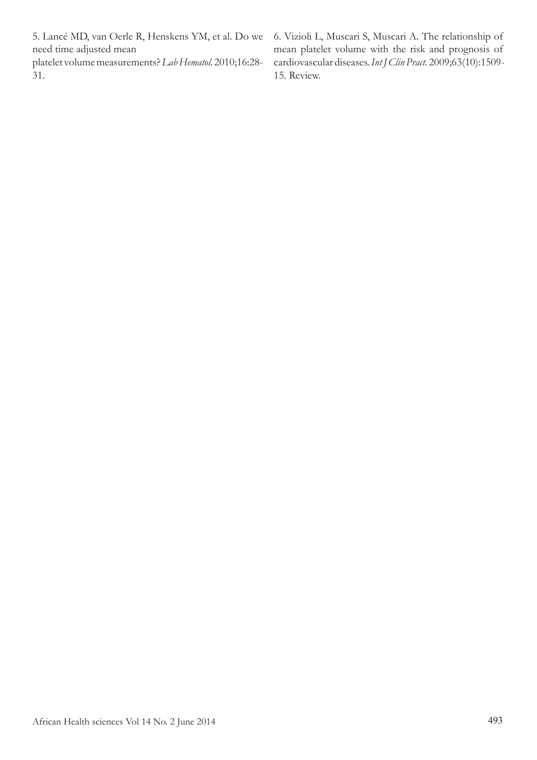5. Lancé MD, van Oerle R, Henskens YM, et al. Do we need time adjusted mean platelet volume measurements? *Lab Hematol*. 2010;16:28-31.

6. Vizioli L, Muscari S, Muscari A. The relationship of mean platelet volume with the risk and prognosis of cardiovascular diseases. *Int J Clin Pract*. 2009;63(10):1509-15. Review.